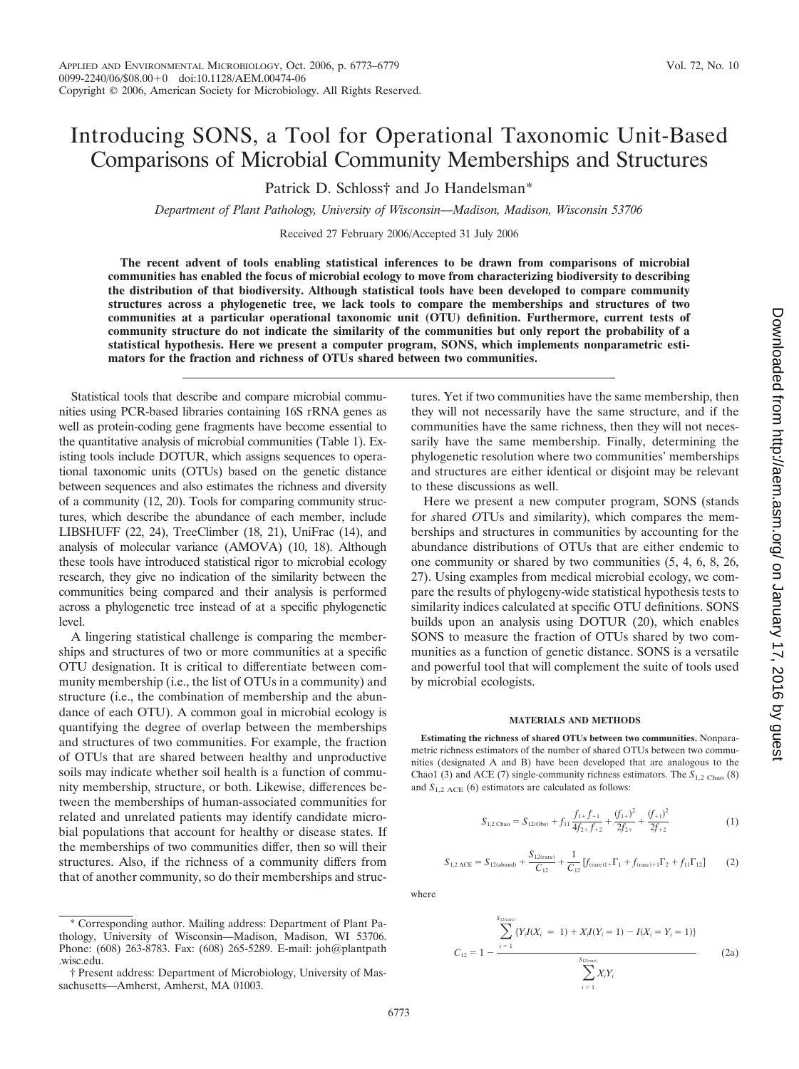# Introducing SONS, a Tool for Operational Taxonomic Unit-Based Comparisons of Microbial Community Memberships and Structures

Patrick D. Schloss† and Jo Handelsman*

*Department of Plant Pathology, University of Wisconsin—Madison, Madison, Wisconsin 53706*

Received 27 February 2006/Accepted 31 July 2006

**The recent advent of tools enabling statistical inferences to be drawn from comparisons of microbial communities has enabled the focus of microbial ecology to move from characterizing biodiversity to describing the distribution of that biodiversity. Although statistical tools have been developed to compare community structures across a phylogenetic tree, we lack tools to compare the memberships and structures of two communities at a particular operational taxonomic unit (OTU) definition. Furthermore, current tests of community structure do not indicate the similarity of the communities but only report the probability of a statistical hypothesis. Here we present a computer program, SONS, which implements nonparametric estimators for the fraction and richness of OTUs shared between two communities.**

Statistical tools that describe and compare microbial communities using PCR-based libraries containing 16S rRNA genes as well as protein-coding gene fragments have become essential to the quantitative analysis of microbial communities (Table 1). Existing tools include DOTUR, which assigns sequences to operational taxonomic units (OTUs) based on the genetic distance between sequences and also estimates the richness and diversity of a community (12, 20). Tools for comparing community structures, which describe the abundance of each member, include LIBSHUFF (22, 24), TreeClimber (18, 21), UniFrac (14), and analysis of molecular variance (AMOVA) (10, 18). Although these tools have introduced statistical rigor to microbial ecology research, they give no indication of the similarity between the communities being compared and their analysis is performed across a phylogenetic tree instead of at a specific phylogenetic level.

A lingering statistical challenge is comparing the memberships and structures of two or more communities at a specific OTU designation. It is critical to differentiate between community membership (i.e., the list of OTUs in a community) and structure (i.e., the combination of membership and the abundance of each OTU). A common goal in microbial ecology is quantifying the degree of overlap between the memberships and structures of two communities. For example, the fraction of OTUs that are shared between healthy and unproductive soils may indicate whether soil health is a function of community membership, structure, or both. Likewise, differences between the memberships of human-associated communities for related and unrelated patients may identify candidate microbial populations that account for healthy or disease states. If the memberships of two communities differ, then so will their structures. Also, if the richness of a community differs from that of another community, so do their memberships and structures. Yet if two communities have the same membership, then they will not necessarily have the same structure, and if the communities have the same richness, then they will not necessarily have the same membership. Finally, determining the phylogenetic resolution where two communities' memberships and structures are either identical or disjoint may be relevant to these discussions as well.

Here we present a new computer program, SONS (stands for *s*hared *O*TUs and *s*imilarity), which compares the memberships and structures in communities by accounting for the abundance distributions of OTUs that are either endemic to one community or shared by two communities (5, 4, 6, 8, 26, 27). Using examples from medical microbial ecology, we compare the results of phylogeny-wide statistical hypothesis tests to similarity indices calculated at specific OTU definitions. SONS builds upon an analysis using DOTUR (20), which enables SONS to measure the fraction of OTUs shared by two communities as a function of genetic distance. SONS is a versatile and powerful tool that will complement the suite of tools used by microbial ecologists.

## MATERIALS AND METHODS

**Estimating the richness of shared OTUs between two communities.** Nonparametric richness estimators of the number of shared OTUs between two communities (designated A and B) have been developed that are analogous to the Chao1 (3) and ACE (7) single-community richness estimators. The $S_{1,2\ \mathrm{Chao}}$ (8) and $S_{1,2\ \mathrm{ACE}}$ (6) estimators are calculated as follows:

$$S_{1,2\ \mathrm{Chao}} = S_{12(\mathrm{Obs})} + f_{11}\frac{f_{1+}f_{+1}}{4f_{2+}f_{+2}} + \frac{(f_{1+})^2}{2f_{2+}} + \frac{(f_{+1})^2}{2f_{+2}} \quad (1)$$

$$S_{1,2\ \mathrm{ACE}} = S_{12(\mathrm{abund})} + \frac{S_{12(\mathrm{rare})}}{C_{12}} + \frac{1}{C_{12}}\left[f_{(\mathrm{rare})1+}\Gamma_1 + f_{(\mathrm{rare})+1}\Gamma_2 + f_{11}\Gamma_{12}\right] \quad (2)$$

where

$$C_{12} = 1 - \frac{\sum_{i=1}^{S_{12(\mathrm{rare})}}\{Y_i I(X_i = 1) + X_i I(Y_i = 1) - I(X_i = Y_i = 1)\}}{\sum_{i=1}^{S_{12(\mathrm{rare})}} X_i Y_i} \quad (2a)$$

---

* Corresponding author. Mailing address: Department of Plant Pathology, University of Wisconsin—Madison, Madison, WI 53706. Phone: (608) 263-8783. Fax: (608) 265-5289. E-mail: joh@plantpath.wisc.edu.

† Present address: Department of Microbiology, University of Massachusetts—Amherst, Amherst, MA 01003.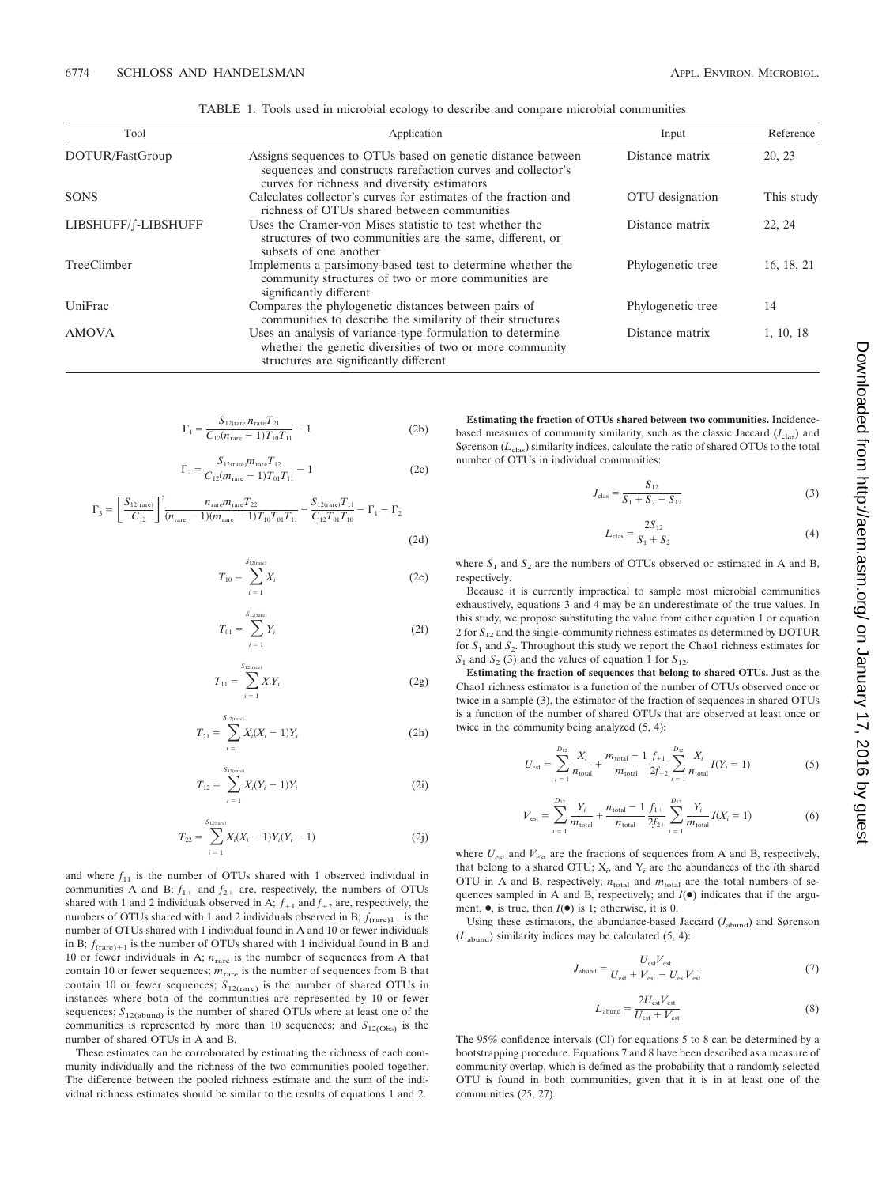TABLE 1. Tools used in microbial ecology to describe and compare microbial communities

| Tool | Application | Input | Reference |
|---|---|---|---|
| DOTUR/FastGroup | Assigns sequences to OTUs based on genetic distance between sequences and constructs rarefaction curves and collector's curves for richness and diversity estimators | Distance matrix | 20, 23 |
| SONS | Calculates collector's curves for estimates of the fraction and richness of OTUs shared between communities | OTU designation | This study |
| LIBSHUFF/∫-LIBSHUFF | Uses the Cramer-von Mises statistic to test whether the structures of two communities are the same, different, or subsets of one another | Distance matrix | 22, 24 |
| TreeClimber | Implements a parsimony-based test to determine whether the community structures of two or more communities are significantly different | Phylogenetic tree | 16, 18, 21 |
| UniFrac | Compares the phylogenetic distances between pairs of communities to describe the similarity of their structures | Phylogenetic tree | 14 |
| AMOVA | Uses an analysis of variance-type formulation to determine whether the genetic diversities of two or more community structures are significantly different | Distance matrix | 1, 10, 18 |

$$\Gamma_1 = \frac{S_{12(\mathrm{rare})} n_{\mathrm{rare}} T_{21}}{C_{12}(n_{\mathrm{rare}} - 1) T_{10} T_{11}} - 1 \tag{2b}$$

$$\Gamma_2 = \frac{S_{12(\mathrm{rare})} m_{\mathrm{rare}} T_{12}}{C_{12}(m_{\mathrm{rare}} - 1) T_{01} T_{11}} - 1 \tag{2c}$$

$$\Gamma_3 = \left[\frac{S_{12(\mathrm{rare})}}{C_{12}}\right]^2 \frac{n_{\mathrm{rare}} m_{\mathrm{rare}} T_{22}}{(n_{\mathrm{rare}} - 1)(m_{\mathrm{rare}} - 1) T_{10} T_{01} T_{11}} - \frac{S_{12(\mathrm{rare})} T_{11}}{C_{12} T_{01} T_{10}} - \Gamma_1 - \Gamma_2 \tag{2d}$$

$$T_{10} = \sum_{i=1}^{S_{12(\mathrm{rare})}} X_i \tag{2e}$$

$$T_{01} = \sum_{i=1}^{S_{12(\mathrm{rare})}} Y_i \tag{2f}$$

$$T_{11} = \sum_{i=1}^{S_{12(\mathrm{rare})}} X_i Y_i \tag{2g}$$

$$T_{21} = \sum_{i=1}^{S_{12(\mathrm{rare})}} X_i (X_i - 1) Y_i \tag{2h}$$

$$T_{12} = \sum_{i=1}^{S_{12(\mathrm{rare})}} X_i (Y_i - 1) Y_i \tag{2i}$$

$$T_{22} = \sum_{i=1}^{S_{12(\mathrm{rare})}} X_i (X_i - 1) Y_i (Y_i - 1) \tag{2j}$$

and where $f_{11}$ is the number of OTUs shared with 1 observed individual in communities A and B; $f_{1+}$ and $f_{2+}$ are, respectively, the numbers of OTUs shared with 1 and 2 individuals observed in A; $f_{+1}$ and $f_{+2}$ are, respectively, the numbers of OTUs shared with 1 and 2 individuals observed in B; $f_{(\mathrm{rare})1+}$ is the number of OTUs shared with 1 individual found in A and 10 or fewer individuals in B; $f_{(\mathrm{rare})+1}$ is the number of OTUs shared with 1 individual found in B and 10 or fewer individuals in A; $n_{\mathrm{rare}}$ is the number of sequences from A that contain 10 or fewer sequences; $m_{\mathrm{rare}}$ is the number of sequences from B that contain 10 or fewer sequences; $S_{12(\mathrm{rare})}$ is the number of shared OTUs in instances where both of the communities are represented by 10 or fewer sequences; $S_{12(\mathrm{abund})}$ is the number of shared OTUs where at least one of the communities is represented by more than 10 sequences; and $S_{12(\mathrm{Obs})}$ is the number of shared OTUs in A and B.

These estimates can be corroborated by estimating the richness of each community individually and the richness of the two communities pooled together. The difference between the pooled richness estimate and the sum of the individual richness estimates should be similar to the results of equations 1 and 2.

**Estimating the fraction of OTUs shared between two communities.** Incidence-based measures of community similarity, such as the classic Jaccard ($J_{\mathrm{clas}}$) and Sørenson ($L_{\mathrm{clas}}$) similarity indices, calculate the ratio of shared OTUs to the total number of OTUs in individual communities:

$$J_{\mathrm{clas}} = \frac{S_{12}}{S_1 + S_2 - S_{12}} \tag{3}$$

$$L_{\mathrm{clas}} = \frac{2S_{12}}{S_1 + S_2} \tag{4}$$

where $S_1$ and $S_2$ are the numbers of OTUs observed or estimated in A and B, respectively.

Because it is currently impractical to sample most microbial communities exhaustively, equations 3 and 4 may be an underestimate of the true values. In this study, we propose substituting the value from either equation 1 or equation 2 for $S_{12}$ and the single-community richness estimates as determined by DOTUR for $S_1$ and $S_2$. Throughout this study we report the Chao1 richness estimates for $S_1$ and $S_2$ (3) and the values of equation 1 for $S_{12}$.

**Estimating the fraction of sequences that belong to shared OTUs.** Just as the Chao1 richness estimator is a function of the number of OTUs observed once or twice in a sample (3), the estimator of the fraction of sequences in shared OTUs is a function of the number of shared OTUs that are observed at least once or twice in the community being analyzed (5, 4):

$$U_{\mathrm{est}} = \sum_{i=1}^{D_{12}} \frac{X_i}{n_{\mathrm{total}}} + \frac{m_{\mathrm{total}} - 1}{m_{\mathrm{total}}} \frac{f_{+1}}{2f_{+2}} \sum_{i=1}^{D_{12}} \frac{X_i}{n_{\mathrm{total}}} I(Y_i = 1) \tag{5}$$

$$V_{\mathrm{est}} = \sum_{i=1}^{D_{12}} \frac{Y_i}{m_{\mathrm{total}}} + \frac{n_{\mathrm{total}} - 1}{n_{\mathrm{total}}} \frac{f_{1+}}{2f_{2+}} \sum_{i=1}^{D_{12}} \frac{Y_i}{m_{\mathrm{total}}} I(X_i = 1) \tag{6}$$

where $U_{\mathrm{est}}$ and $V_{\mathrm{est}}$ are the fractions of sequences from A and B, respectively, that belong to a shared OTU; $X_i$, and $Y_i$ are the abundances of the $i$th shared OTU in A and B, respectively; $n_{\mathrm{total}}$ and $m_{\mathrm{total}}$ are the total numbers of sequences sampled in A and B, respectively; and $I(\bullet)$ indicates that if the argument, $\bullet$, is true, then $I(\bullet)$ is 1; otherwise, it is 0.

Using these estimators, the abundance-based Jaccard ($J_{\mathrm{abund}}$) and Sørenson ($L_{\mathrm{abund}}$) similarity indices may be calculated (5, 4):

$$J_{\mathrm{abund}} = \frac{U_{\mathrm{est}} V_{\mathrm{est}}}{U_{\mathrm{est}} + V_{\mathrm{est}} - U_{\mathrm{est}} V_{\mathrm{est}}} \tag{7}$$

$$L_{\mathrm{abund}} = \frac{2U_{\mathrm{est}} V_{\mathrm{est}}}{U_{\mathrm{est}} + V_{\mathrm{est}}} \tag{8}$$

The 95% confidence intervals (CI) for equations 5 to 8 can be determined by a bootstrapping procedure. Equations 7 and 8 have been described as a measure of community overlap, which is defined as the probability that a randomly selected OTU is found in both communities, given that it is in at least one of the communities (25, 27).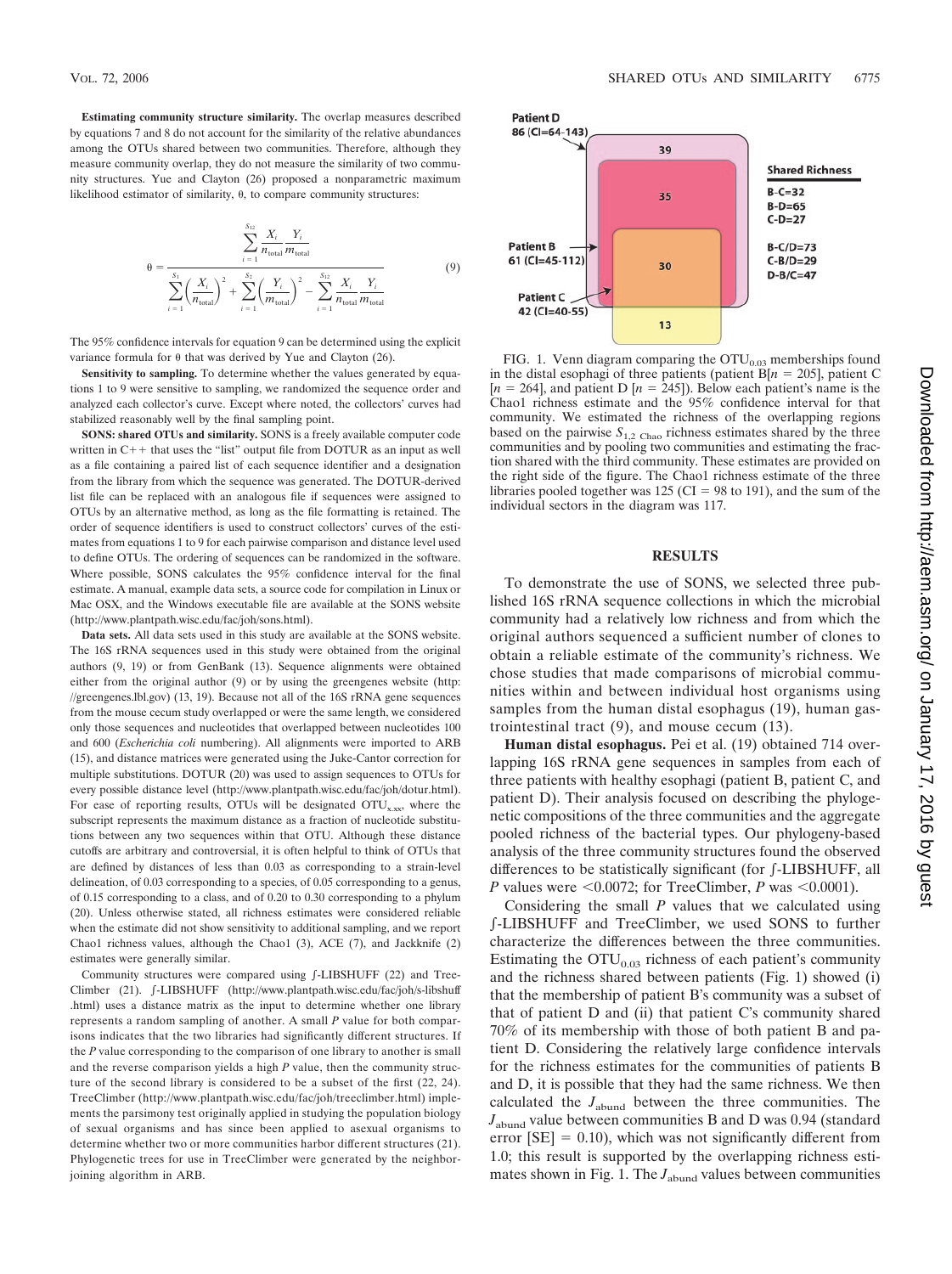**Estimating community structure similarity.** The overlap measures described by equations 7 and 8 do not account for the similarity of the relative abundances among the OTUs shared between two communities. Therefore, although they measure community overlap, they do not measure the similarity of two community structures. Yue and Clayton (26) proposed a nonparametric maximum likelihood estimator of similarity, θ, to compare community structures:

$$\theta = \frac{\sum_{i=1}^{S_{12}} \frac{X_i}{n_{\text{total}}} \frac{Y_i}{m_{\text{total}}}}{\sum_{i=1}^{S_1} \left(\frac{X_i}{n_{\text{total}}}\right)^2 + \sum_{i=1}^{S_2} \left(\frac{Y_i}{m_{\text{total}}}\right)^2 - \sum_{i=1}^{S_{12}} \frac{X_i}{n_{\text{total}}} \frac{Y_i}{m_{\text{total}}}} \tag{9}$$

The 95% confidence intervals for equation 9 can be determined using the explicit variance formula for θ that was derived by Yue and Clayton (26).

**Sensitivity to sampling.** To determine whether the values generated by equations 1 to 9 were sensitive to sampling, we randomized the sequence order and analyzed each collector's curve. Except where noted, the collectors' curves had stabilized reasonably well by the final sampling point.

**SONS: shared OTUs and similarity.** SONS is a freely available computer code written in C++ that uses the "list" output file from DOTUR as an input as well as a file containing a paired list of each sequence identifier and a designation from the library from which the sequence was generated. The DOTUR-derived list file can be replaced with an analogous file if sequences were assigned to OTUs by an alternative method, as long as the file formatting is retained. The order of sequence identifiers is used to construct collectors' curves of the estimates from equations 1 to 9 for each pairwise comparison and distance level used to define OTUs. The ordering of sequences can be randomized in the software. Where possible, SONS calculates the 95% confidence interval for the final estimate. A manual, example data sets, a source code for compilation in Linux or Mac OSX, and the Windows executable file are available at the SONS website (http://www.plantpath.wisc.edu/fac/joh/sons.html).

**Data sets.** All data sets used in this study are available at the SONS website. The 16S rRNA sequences used in this study were obtained from the original authors (9, 19) or from GenBank (13). Sequence alignments were obtained either from the original author (9) or by using the greengenes website (http://greengenes.lbl.gov) (13, 19). Because not all of the 16S rRNA gene sequences from the mouse cecum study overlapped or were the same length, we considered only those sequences and nucleotides that overlapped between nucleotides 100 and 600 (*Escherichia coli* numbering). All alignments were imported to ARB (15), and distance matrices were generated using the Juke-Cantor correction for multiple substitutions. DOTUR (20) was used to assign sequences to OTUs for every possible distance level (http://www.plantpath.wisc.edu/fac/joh/dotur.html). For ease of reporting results, OTUs will be designated $\text{OTU}_{x.xx}$, where the subscript represents the maximum distance as a fraction of nucleotide substitutions between any two sequences within that OTU. Although these distance cutoffs are arbitrary and controversial, it is often helpful to think of OTUs that are defined by distances of less than 0.03 as corresponding to a strain-level delineation, of 0.03 corresponding to a species, of 0.05 corresponding to a genus, of 0.15 corresponding to a class, and of 0.20 to 0.30 corresponding to a phylum (20). Unless otherwise stated, all richness estimates were considered reliable when the estimate did not show sensitivity to additional sampling, and we report Chao1 richness values, although the Chao1 (3), ACE (7), and Jackknife (2) estimates were generally similar.

Community structures were compared using ∫-LIBSHUFF (22) and TreeClimber (21). ∫-LIBSHUFF (http://www.plantpath.wisc.edu/fac/joh/s-libshuff.html) uses a distance matrix as the input to determine whether one library represents a random sampling of another. A small $P$ value for both comparisons indicates that the two libraries had significantly different structures. If the $P$ value corresponding to the comparison of one library to another is small and the reverse comparison yields a high $P$ value, then the community structure of the second library is considered to be a subset of the first (22, 24). TreeClimber (http://www.plantpath.wisc.edu/fac/joh/treeclimber.html) implements the parsimony test originally applied in studying the population biology of sexual organisms and has since been applied to asexual organisms to determine whether two or more communities harbor different structures (21). Phylogenetic trees for use in TreeClimber were generated by the neighbor-joining algorithm in ARB.

FIG. 1. Venn diagram comparing the $\text{OTU}_{0.03}$ memberships found in the distal esophagi of three patients (patient B[$n = 205$], patient C [$n = 264$], and patient D [$n = 245$]). Below each patient's name is the Chao1 richness estimate and the 95% confidence interval for that community. We estimated the richness of the overlapping regions based on the pairwise $S_{1,2\ \text{Chao}}$ richness estimates shared by the three communities and by pooling two communities and estimating the fraction shared with the third community. These estimates are provided on the right side of the figure. The Chao1 richness estimate of the three libraries pooled together was 125 (CI = 98 to 191), and the sum of the individual sectors in the diagram was 117.

## RESULTS

To demonstrate the use of SONS, we selected three published 16S rRNA sequence collections in which the microbial community had a relatively low richness and from which the original authors sequenced a sufficient number of clones to obtain a reliable estimate of the community's richness. We chose studies that made comparisons of microbial communities within and between individual host organisms using samples from the human distal esophagus (19), human gastrointestinal tract (9), and mouse cecum (13).

**Human distal esophagus.** Pei et al. (19) obtained 714 overlapping 16S rRNA gene sequences in samples from each of three patients with healthy esophagi (patient B, patient C, and patient D). Their analysis focused on describing the phylogenetic compositions of the three communities and the aggregate pooled richness of the bacterial types. Our phylogeny-based analysis of the three community structures found the observed differences to be statistically significant (for ∫-LIBSHUFF, all $P$ values were $<0.0072$; for TreeClimber, $P$ was $<0.0001$).

Considering the small $P$ values that we calculated using ∫-LIBSHUFF and TreeClimber, we used SONS to further characterize the differences between the three communities. Estimating the $\text{OTU}_{0.03}$ richness of each patient's community and the richness shared between patients (Fig. 1) showed (i) that the membership of patient B's community was a subset of that of patient D and (ii) that patient C's community shared 70% of its membership with those of both patient B and patient D. Considering the relatively large confidence intervals for the richness estimates for the communities of patients B and D, it is possible that they had the same richness. We then calculated the $J_{\text{abund}}$ between the three communities. The $J_{\text{abund}}$ value between communities B and D was 0.94 (standard error [SE] = 0.10), which was not significantly different from 1.0; this result is supported by the overlapping richness estimates shown in Fig. 1. The $J_{\text{abund}}$ values between communities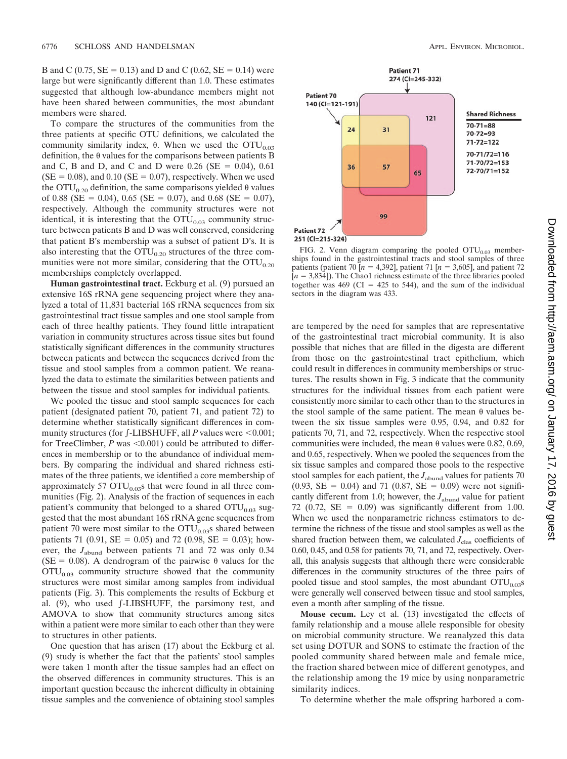B and C (0.75, SE = 0.13) and D and C (0.62, SE = 0.14) were large but were significantly different than 1.0. These estimates suggested that although low-abundance members might not have been shared between communities, the most abundant members were shared.

To compare the structures of the communities from the three patients at specific OTU definitions, we calculated the community similarity index, θ. When we used the $OTU_{0.03}$ definition, the θ values for the comparisons between patients B and C, B and D, and C and D were 0.26 (SE = 0.04), 0.61 (SE = 0.08), and 0.10 (SE = 0.07), respectively. When we used the $OTU_{0.20}$ definition, the same comparisons yielded θ values of 0.88 (SE = 0.04), 0.65 (SE = 0.07), and 0.68 (SE = 0.07), respectively. Although the community structures were not identical, it is interesting that the $OTU_{0.03}$ community structure between patients B and D was well conserved, considering that patient B's membership was a subset of patient D's. It is also interesting that the $OTU_{0.20}$ structures of the three communities were not more similar, considering that the $OTU_{0.20}$ memberships completely overlapped.

**Human gastrointestinal tract.** Eckburg et al. (9) pursued an extensive 16S rRNA gene sequencing project where they analyzed a total of 11,831 bacterial 16S rRNA sequences from six gastrointestinal tract tissue samples and one stool sample from each of three healthy patients. They found little intrapatient variation in community structures across tissue sites but found statistically significant differences in the community structures between patients and between the sequences derived from the tissue and stool samples from a common patient. We reanalyzed the data to estimate the similarities between patients and between the tissue and stool samples for individual patients.

We pooled the tissue and stool sample sequences for each patient (designated patient 70, patient 71, and patient 72) to determine whether statistically significant differences in community structures (for ∫-LIBSHUFF, all $P$ values were <0.001; for TreeClimber, $P$ was <0.001) could be attributed to differences in membership or to the abundance of individual members. By comparing the individual and shared richness estimates of the three patients, we identified a core membership of approximately 57 $OTU_{0.03}$s that were found in all three communities (Fig. 2). Analysis of the fraction of sequences in each patient's community that belonged to a shared $OTU_{0.03}$ suggested that the most abundant 16S rRNA gene sequences from patient 70 were most similar to the $OTU_{0.03}$s shared between patients 71 (0.91, SE = 0.05) and 72 (0.98, SE = 0.03); however, the $J_{abund}$ between patients 71 and 72 was only 0.34 (SE = 0.08). A dendrogram of the pairwise θ values for the $OTU_{0.03}$ community structure showed that the community structures were most similar among samples from individual patients (Fig. 3). This complements the results of Eckburg et al. (9), who used ∫-LIBSHUFF, the parsimony test, and AMOVA to show that community structures among sites within a patient were more similar to each other than they were to structures in other patients.

One question that has arisen (17) about the Eckburg et al. (9) study is whether the fact that the patients' stool samples were taken 1 month after the tissue samples had an effect on the observed differences in community structures. This is an important question because the inherent difficulty in obtaining tissue samples and the convenience of obtaining stool samples are tempered by the need for samples that are representative of the gastrointestinal tract microbial community. It is also possible that niches that are filled in the digesta are different from those on the gastrointestinal tract epithelium, which could result in differences in community memberships or structures. The results shown in Fig. 3 indicate that the community structures for the individual tissues from each patient were consistently more similar to each other than to the structures in the stool sample of the same patient. The mean θ values between the six tissue samples were 0.95, 0.94, and 0.82 for patients 70, 71, and 72, respectively. When the respective stool communities were included, the mean θ values were 0.82, 0.69, and 0.65, respectively. When we pooled the sequences from the six tissue samples and compared those pools to the respective stool samples for each patient, the $J_{abund}$ values for patients 70 (0.93, SE = 0.04) and 71 (0.87, SE = 0.09) were not significantly different from 1.0; however, the $J_{abund}$ value for patient 72 (0.72, SE = 0.09) was significantly different from 1.00. When we used the nonparametric richness estimators to determine the richness of the tissue and stool samples as well as the shared fraction between them, we calculated $J_{clas}$ coefficients of 0.60, 0.45, and 0.58 for patients 70, 71, and 72, respectively. Overall, this analysis suggests that although there were considerable differences in the community structures of the three pairs of pooled tissue and stool samples, the most abundant $OTU_{0.03}$s were generally well conserved between tissue and stool samples, even a month after sampling of the tissue.

FIG. 2. Venn diagram comparing the pooled $OTU_{0.03}$ memberships found in the gastrointestinal tracts and stool samples of three patients (patient 70 [$n$ = 4,392], patient 71 [$n$ = 3,605], and patient 72 [$n$ = 3,834]). The Chao1 richness estimate of the three libraries pooled together was 469 (CI = 425 to 544), and the sum of the individual sectors in the diagram was 433.

**Mouse cecum.** Ley et al. (13) investigated the effects of family relationship and a mouse allele responsible for obesity on microbial community structure. We reanalyzed this data set using DOTUR and SONS to estimate the fraction of the pooled community shared between male and female mice, the fraction shared between mice of different genotypes, and the relationship among the 19 mice by using nonparametric similarity indices.

To determine whether the male offspring harbored a com-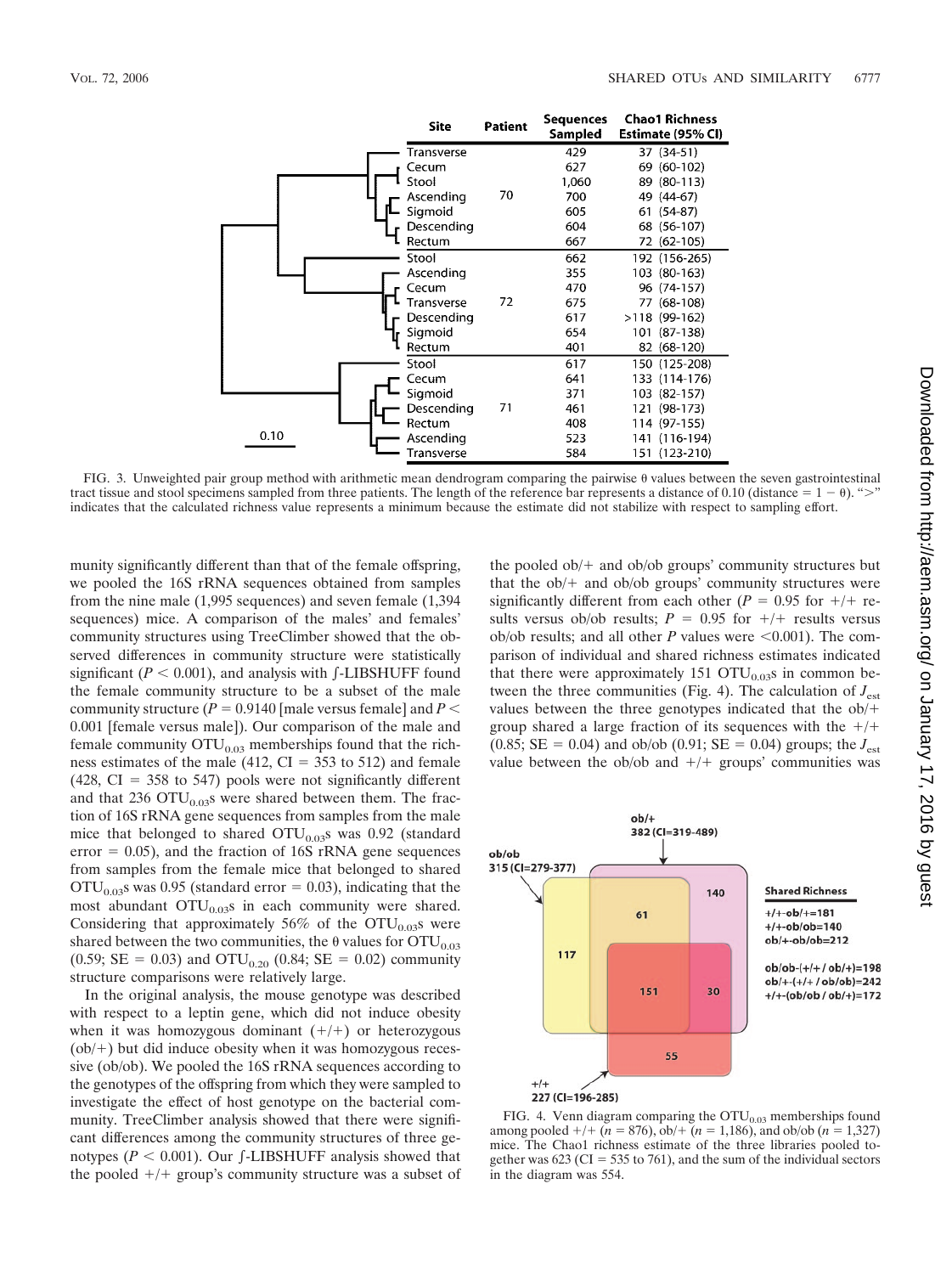| Site | Patient | Sequences Sampled | Chao1 Richness Estimate (95% CI) |
|---|---|---|---|
| Transverse | 70 | 429 | 37 (34-51) |
| Cecum | | 627 | 69 (60-102) |
| Stool | | 1,060 | 89 (80-113) |
| Ascending | | 700 | 49 (44-67) |
| Sigmoid | | 605 | 61 (54-87) |
| Descending | | 604 | 68 (56-107) |
| Rectum | | 667 | 72 (62-105) |
| Stool | 72 | 662 | 192 (156-265) |
| Ascending | | 355 | 103 (80-163) |
| Cecum | | 470 | 96 (74-157) |
| Transverse | | 675 | 77 (68-108) |
| Descending | | 617 | >118 (99-162) |
| Sigmoid | | 654 | 101 (87-138) |
| Rectum | | 401 | 82 (68-120) |
| Stool | 71 | 617 | 150 (125-208) |
| Cecum | | 641 | 133 (114-176) |
| Sigmoid | | 371 | 103 (82-157) |
| Descending | | 461 | 121 (98-173) |
| Rectum | | 408 | 114 (97-155) |
| Ascending | | 523 | 141 (116-194) |
| Transverse | | 584 | 151 (123-210) |

FIG. 3. Unweighted pair group method with arithmetic mean dendrogram comparing the pairwise θ values between the seven gastrointestinal tract tissue and stool specimens sampled from three patients. The length of the reference bar represents a distance of 0.10 (distance = 1 − θ). ">" indicates that the calculated richness value represents a minimum because the estimate did not stabilize with respect to sampling effort.

munity significantly different than that of the female offspring, we pooled the 16S rRNA sequences obtained from samples from the nine male (1,995 sequences) and seven female (1,394 sequences) mice. A comparison of the males' and females' community structures using TreeClimber showed that the observed differences in community structure were statistically significant ($P < 0.001$), and analysis with ∫-LIBSHUFF found the female community structure to be a subset of the male community structure ($P = 0.9140$ [male versus female] and $P < 0.001$ [female versus male]). Our comparison of the male and female community $OTU_{0.03}$ memberships found that the richness estimates of the male (412, CI = 353 to 512) and female (428, CI = 358 to 547) pools were not significantly different and that 236 $OTU_{0.03}$s were shared between them. The fraction of 16S rRNA gene sequences from samples from the male mice that belonged to shared $OTU_{0.03}$s was 0.92 (standard error = 0.05), and the fraction of 16S rRNA gene sequences from samples from the female mice that belonged to shared $OTU_{0.03}$s was 0.95 (standard error = 0.03), indicating that the most abundant $OTU_{0.03}$s in each community were shared. Considering that approximately 56% of the $OTU_{0.03}$s were shared between the two communities, the θ values for $OTU_{0.03}$ (0.59; SE = 0.03) and $OTU_{0.20}$ (0.84; SE = 0.02) community structure comparisons were relatively large.

In the original analysis, the mouse genotype was described with respect to a leptin gene, which did not induce obesity when it was homozygous dominant (+/+) or heterozygous (ob/+) but did induce obesity when it was homozygous recessive (ob/ob). We pooled the 16S rRNA sequences according to the genotypes of the offspring from which they were sampled to investigate the effect of host genotype on the bacterial community. TreeClimber analysis showed that there were significant differences among the community structures of three genotypes ($P < 0.001$). Our ∫-LIBSHUFF analysis showed that the pooled +/+ group's community structure was a subset of the pooled ob/+ and ob/ob groups' community structures but that the ob/+ and ob/ob groups' community structures were significantly different from each other ($P = 0.95$ for +/+ results versus ob/ob results; $P = 0.95$ for +/+ results versus ob/ob results; and all other $P$ values were $<0.001$). The comparison of individual and shared richness estimates indicated that there were approximately 151 $OTU_{0.03}$s in common between the three communities (Fig. 4). The calculation of $J_{est}$ values between the three genotypes indicated that the ob/+ group shared a large fraction of its sequences with the +/+ (0.85; SE = 0.04) and ob/ob (0.91; SE = 0.04) groups; the $J_{est}$ value between the ob/ob and +/+ groups' communities was

ob/+ 382 (CI=319-489)

ob/ob 315 (CI=279-377)

+/+ 227 (CI=196-285)

Venn sectors: 117, 61, 140, 151, 30, 55

**Shared Richness**
+/+-ob/+=181
+/+-ob/ob=140
ob/+-ob/ob=212

ob/ob-(+/+ / ob/+)=198
ob/+-(+/+ / ob/ob)=242
+/+-(ob/ob / ob/+)=172

FIG. 4. Venn diagram comparing the $OTU_{0.03}$ memberships found among pooled +/+ ($n = 876$), ob/+ ($n = 1,186$), and ob/ob ($n = 1,327$) mice. The Chao1 richness estimate of the three libraries pooled together was 623 (CI = 535 to 761), and the sum of the individual sectors in the diagram was 554.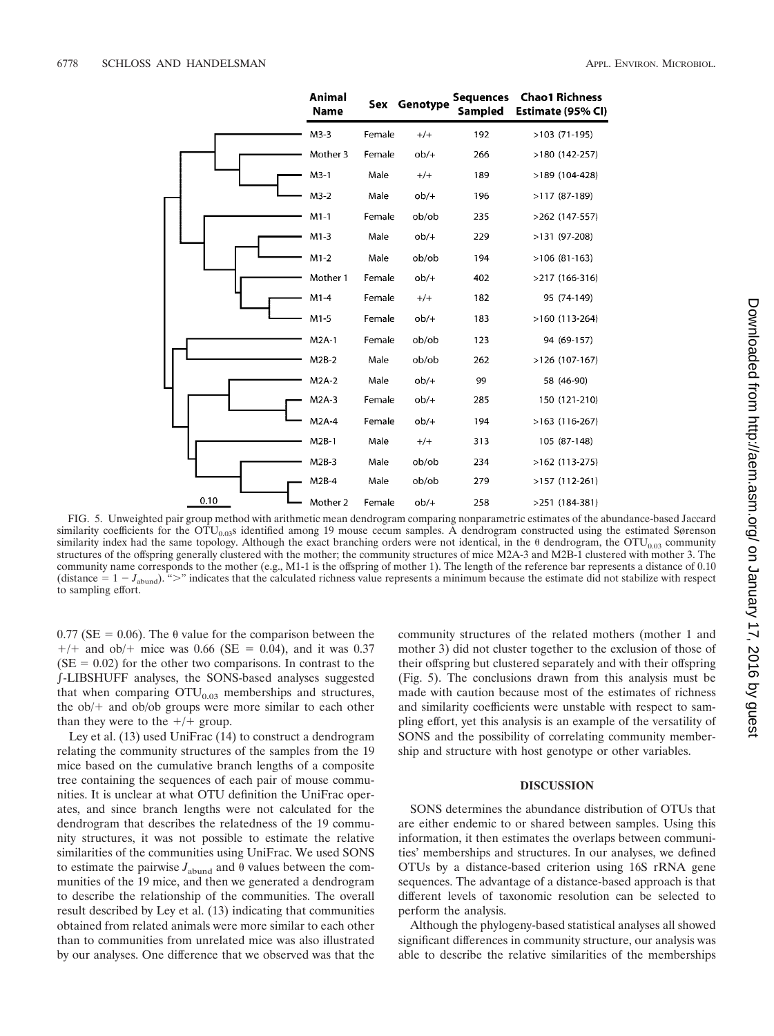| Animal Name | Sex | Genotype | Sequences Sampled | Chao1 Richness Estimate (95% CI) |
|---|---|---|---|---|
| M3-3 | Female | +/+ | 192 | >103 (71-195) |
| Mother 3 | Female | ob/+ | 266 | >180 (142-257) |
| M3-1 | Male | +/+ | 189 | >189 (104-428) |
| M3-2 | Male | ob/+ | 196 | >117 (87-189) |
| M1-1 | Female | ob/ob | 235 | >262 (147-557) |
| M1-3 | Male | ob/+ | 229 | >131 (97-208) |
| M1-2 | Male | ob/ob | 194 | >106 (81-163) |
| Mother 1 | Female | ob/+ | 402 | >217 (166-316) |
| M1-4 | Female | +/+ | 182 | 95 (74-149) |
| M1-5 | Female | ob/+ | 183 | >160 (113-264) |
| M2A-1 | Female | ob/ob | 123 | 94 (69-157) |
| M2B-2 | Male | ob/ob | 262 | >126 (107-167) |
| M2A-2 | Male | ob/+ | 99 | 58 (46-90) |
| M2A-3 | Female | ob/+ | 285 | 150 (121-210) |
| M2A-4 | Female | ob/+ | 194 | >163 (116-267) |
| M2B-1 | Male | +/+ | 313 | 105 (87-148) |
| M2B-3 | Male | ob/ob | 234 | >162 (113-275) |
| M2B-4 | Male | ob/ob | 279 | >157 (112-261) |
| Mother 2 | Female | ob/+ | 258 | >251 (184-381) |

FIG. 5. Unweighted pair group method with arithmetic mean dendrogram comparing nonparametric estimates of the abundance-based Jaccard similarity coefficients for the $OTU_{0.03}$s identified among 19 mouse cecum samples. A dendrogram constructed using the estimated Sørenson similarity index had the same topology. Although the exact branching orders were not identical, in the θ dendrogram, the $OTU_{0.03}$ community structures of the offspring generally clustered with the mother; the community structures of mice M2A-3 and M2B-1 clustered with mother 3. The community name corresponds to the mother (e.g., M1-1 is the offspring of mother 1). The length of the reference bar represents a distance of 0.10 (distance = $1 - J_{abund}$). ">" indicates that the calculated richness value represents a minimum because the estimate did not stabilize with respect to sampling effort.

0.77 (SE = 0.06). The θ value for the comparison between the +/+ and ob/+ mice was 0.66 (SE = 0.04), and it was 0.37 (SE = 0.02) for the other two comparisons. In contrast to the ∫-LIBSHUFF analyses, the SONS-based analyses suggested that when comparing $OTU_{0.03}$ memberships and structures, the ob/+ and ob/ob groups were more similar to each other than they were to the +/+ group.

Ley et al. (13) used UniFrac (14) to construct a dendrogram relating the community structures of the samples from the 19 mice based on the cumulative branch lengths of a composite tree containing the sequences of each pair of mouse communities. It is unclear at what OTU definition the UniFrac operates, and since branch lengths were not calculated for the dendrogram that describes the relatedness of the 19 community structures, it was not possible to estimate the relative similarities of the communities using UniFrac. We used SONS to estimate the pairwise $J_{abund}$ and θ values between the communities of the 19 mice, and then we generated a dendrogram to describe the relationship of the communities. The overall result described by Ley et al. (13) indicating that communities obtained from related animals were more similar to each other than to communities from unrelated mice was also illustrated by our analyses. One difference that we observed was that the community structures of the related mothers (mother 1 and mother 3) did not cluster together to the exclusion of those of their offspring but clustered separately and with their offspring (Fig. 5). The conclusions drawn from this analysis must be made with caution because most of the estimates of richness and similarity coefficients were unstable with respect to sampling effort, yet this analysis is an example of the versatility of SONS and the possibility of correlating community membership and structure with host genotype or other variables.

## DISCUSSION

SONS determines the abundance distribution of OTUs that are either endemic to or shared between samples. Using this information, it then estimates the overlaps between communities' memberships and structures. In our analyses, we defined OTUs by a distance-based criterion using 16S rRNA gene sequences. The advantage of a distance-based approach is that different levels of taxonomic resolution can be selected to perform the analysis.

Although the phylogeny-based statistical analyses all showed significant differences in community structure, our analysis was able to describe the relative similarities of the memberships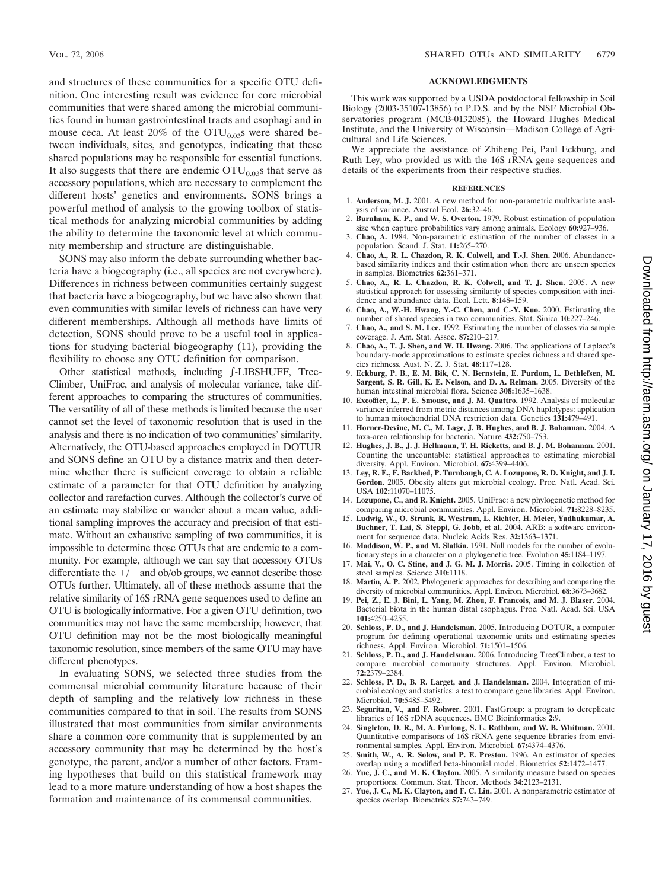and structures of these communities for a specific OTU definition. One interesting result was evidence for core microbial communities that were shared among the microbial communities found in human gastrointestinal tracts and esophagi and in mouse ceca. At least 20% of the $OTU_{0.03}$s were shared between individuals, sites, and genotypes, indicating that these shared populations may be responsible for essential functions. It also suggests that there are endemic $OTU_{0.03}$s that serve as accessory populations, which are necessary to complement the different hosts' genetics and environments. SONS brings a powerful method of analysis to the growing toolbox of statistical methods for analyzing microbial communities by adding the ability to determine the taxonomic level at which community membership and structure are distinguishable.

SONS may also inform the debate surrounding whether bacteria have a biogeography (i.e., all species are not everywhere). Differences in richness between communities certainly suggest that bacteria have a biogeography, but we have also shown that even communities with similar levels of richness can have very different memberships. Although all methods have limits of detection, SONS should prove to be a useful tool in applications for studying bacterial biogeography (11), providing the flexibility to choose any OTU definition for comparison.

Other statistical methods, including ∫-LIBSHUFF, TreeClimber, UniFrac, and analysis of molecular variance, take different approaches to comparing the structures of communities. The versatility of all of these methods is limited because the user cannot set the level of taxonomic resolution that is used in the analysis and there is no indication of two communities' similarity. Alternatively, the OTU-based approaches employed in DOTUR and SONS define an OTU by a distance matrix and then determine whether there is sufficient coverage to obtain a reliable estimate of a parameter for that OTU definition by analyzing collector and rarefaction curves. Although the collector's curve of an estimate may stabilize or wander about a mean value, additional sampling improves the accuracy and precision of that estimate. Without an exhaustive sampling of two communities, it is impossible to determine those OTUs that are endemic to a community. For example, although we can say that accessory OTUs differentiate the +/+ and ob/ob groups, we cannot describe those OTUs further. Ultimately, all of these methods assume that the relative similarity of 16S rRNA gene sequences used to define an OTU is biologically informative. For a given OTU definition, two communities may not have the same membership; however, that OTU definition may not be the most biologically meaningful taxonomic resolution, since members of the same OTU may have different phenotypes.

In evaluating SONS, we selected three studies from the commensal microbial community literature because of their depth of sampling and the relatively low richness in these communities compared to that in soil. The results from SONS illustrated that most communities from similar environments share a common core community that is supplemented by an accessory community that may be determined by the host's genotype, the parent, and/or a number of other factors. Framing hypotheses that build on this statistical framework may lead to a more mature understanding of how a host shapes the formation and maintenance of its commensal communities.

## ACKNOWLEDGMENTS

This work was supported by a USDA postdoctoral fellowship in Soil Biology (2003-35107-13856) to P.D.S. and by the NSF Microbial Observatories program (MCB-0132085), the Howard Hughes Medical Institute, and the University of Wisconsin—Madison College of Agricultural and Life Sciences.

We appreciate the assistance of Zhiheng Pei, Paul Eckburg, and Ruth Ley, who provided us with the 16S rRNA gene sequences and details of the experiments from their respective studies.

## REFERENCES

1. **Anderson, M. J.** 2001. A new method for non-parametric multivariate analysis of variance. Austral Ecol. **26:**32–46.
2. **Burnham, K. P., and W. S. Overton.** 1979. Robust estimation of population size when capture probabilities vary among animals. Ecology **60:**927–936.
3. **Chao, A.** 1984. Non-parametric estimation of the number of classes in a population. Scand. J. Stat. **11:**265–270.
4. **Chao, A., R. L. Chazdon, R. K. Colwell, and T.-J. Shen.** 2006. Abundance-based similarity indices and their estimation when there are unseen species in samples. Biometrics **62:**361–371.
5. **Chao, A., R. L. Chazdon, R. K. Colwell, and T. J. Shen.** 2005. A new statistical approach for assessing similarity of species composition with incidence and abundance data. Ecol. Lett. **8:**148–159.
6. **Chao, A., W.-H. Hwang, Y.-C. Chen, and C.-Y. Kuo.** 2000. Estimating the number of shared species in two communities. Stat. Sinica **10:**227–246.
7. **Chao, A., and S. M. Lee.** 1992. Estimating the number of classes via sample coverage. J. Am. Stat. Assoc. **87:**210–217.
8. **Chao, A., T. J. Shen, and W. H. Hwang.** 2006. The applications of Laplace's boundary-mode approximations to estimate species richness and shared species richness. Aust. N. Z. J. Stat. **48:**117–128.
9. **Eckburg, P. B., E. M. Bik, C. N. Bernstein, E. Purdom, L. Dethlefsen, M. Sargent, S. R. Gill, K. E. Nelson, and D. A. Relman.** 2005. Diversity of the human intestinal microbial flora. Science **308:**1635–1638.
10. **Excoffier, L., P. E. Smouse, and J. M. Quattro.** 1992. Analysis of molecular variance inferred from metric distances among DNA haplotypes: application to human mitochondrial DNA restriction data. Genetics **131:**479–491.
11. **Horner-Devine, M. C., M. Lage, J. B. Hughes, and B. J. Bohannan.** 2004. A taxa-area relationship for bacteria. Nature **432:**750–753.
12. **Hughes, J. B., J. J. Hellmann, T. H. Ricketts, and B. J. M. Bohannan.** 2001. Counting the uncountable: statistical approaches to estimating microbial diversity. Appl. Environ. Microbiol. **67:**4399–4406.
13. **Ley, R. E., F. Backhed, P. Turnbaugh, C. A. Lozupone, R. D. Knight, and J. I. Gordon.** 2005. Obesity alters gut microbial ecology. Proc. Natl. Acad. Sci. USA **102:**11070–11075.
14. **Lozupone, C., and R. Knight.** 2005. UniFrac: a new phylogenetic method for comparing microbial communities. Appl. Environ. Microbiol. **71:**8228–8235.
15. **Ludwig, W., O. Strunk, R. Westram, L. Richter, H. Meier, Yadhukumar, A. Buchner, T. Lai, S. Steppi, G. Jobb, et al.** 2004. ARB: a software environment for sequence data. Nucleic Acids Res. **32:**1363–1371.
16. **Maddison, W. P., and M. Slatkin.** 1991. Null models for the number of evolutionary steps in a character on a phylogenetic tree. Evolution **45:**1184–1197.
17. **Mai, V., O. C. Stine, and J. G. M. J. Morris.** 2005. Timing in collection of stool samples. Science **310:**1118.
18. **Martin, A. P.** 2002. Phylogenetic approaches for describing and comparing the diversity of microbial communities. Appl. Environ. Microbiol. **68:**3673–3682.
19. **Pei, Z., E. J. Bini, L. Yang, M. Zhou, F. Francois, and M. J. Blaser.** 2004. Bacterial biota in the human distal esophagus. Proc. Natl. Acad. Sci. USA **101:**4250–4255.
20. **Schloss, P. D., and J. Handelsman.** 2005. Introducing DOTUR, a computer program for defining operational taxonomic units and estimating species richness. Appl. Environ. Microbiol. **71:**1501–1506.
21. **Schloss, P. D., and J. Handelsman.** 2006. Introducing TreeClimber, a test to compare microbial community structures. Appl. Environ. Microbiol. **72:**2379–2384.
22. **Schloss, P. D., B. R. Larget, and J. Handelsman.** 2004. Integration of microbial ecology and statistics: a test to compare gene libraries. Appl. Environ. Microbiol. **70:**5485–5492.
23. **Seguritan, V., and F. Rohwer.** 2001. FastGroup: a program to dereplicate libraries of 16S rDNA sequences. BMC Bioinformatics **2:**9.
24. **Singleton, D. R., M. A. Furlong, S. L. Rathbun, and W. B. Whitman.** 2001. Quantitative comparisons of 16S rRNA gene sequence libraries from environmental samples. Appl. Environ. Microbiol. **67:**4374–4376.
25. **Smith, W., A. R. Solow, and P. E. Preston.** 1996. An estimator of species overlap using a modified beta-binomial model. Biometrics **52:**1472–1477.
26. **Yue, J. C., and M. K. Clayton.** 2005. A similarity measure based on species proportions. Commun. Stat. Theor. Methods **34:**2123–2131.
27. **Yue, J. C., M. K. Clayton, and F. C. Lin.** 2001. A nonparametric estimator of species overlap. Biometrics **57:**743–749.